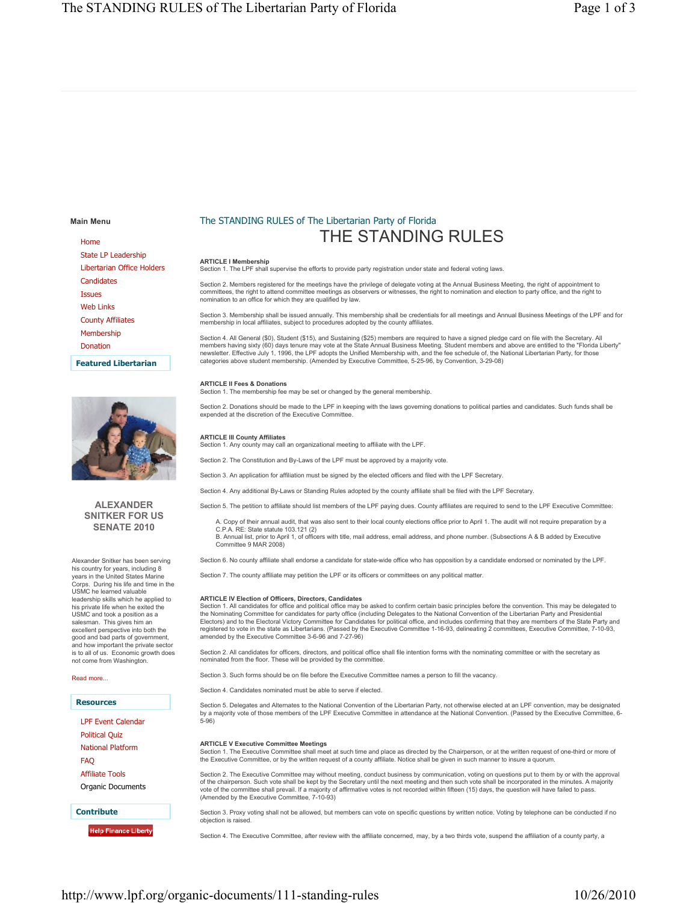Main Menu

- Home
- State LP Leadership
- Libertarian Office Holders
- Candidates
- Issues
- Web Links
- County Affiliates
- Membership
- Donation

**Featured Libertarian**

**ALEXANDER SNITKER FOR US SENATE 2010**

Alexander Snitker has been serving his country for years, including 8 years in the United States Marine Corps. During his life and time in the USMC he learned valuable leadership skills which he applied to his private life when he exited the USMC and took a position as a salesman. This gives him an excellent perspective into both the good and bad parts of government, and how important the private sector is to all of us. Economic growth does not come from Washington.

Read more...

**Resources**

- LPF Event Calendar
- Political Quiz
- National Platform
- FAQ
- Affiliate Tools
- Organic Documents

**Contribute**

Help Finance Liberty

## The STANDING RULES of The Libertarian Party of Florida

# THE STANDING RULES

**ARTICLE I Membership**

Section 1. The LPF shall supervise the efforts to provide party registration under state and federal voting laws.

Section 2. Members registered for the meetings have the privilege of delegate voting at the Annual Business Meeting, the right of appointment to committees, the right to attend committee meetings as observers or witnesses, the right to nomination and election to party office, and the right to nomination to an office for which they are qualified by law.

Section 3. Membership shall be issued annually. This membership shall be credentials for all meetings and Annual Business Meetings of the LPF and for membership in local affiliates, subject to procedures adopted by the county affiliates.

Section 4. All General ($0), Student ($15), and Sustaining ($25) members are required to have a signed pledge card on file with the Secretary. All members having sixty (60) days tenure may vote at the State Annual Business Meeting. Student members and above are entitled to the "Florida Liberty" newsletter. Effective July 1, 1996, the LPF adopts the Unified Membership with, and the fee schedule of, the National Libertarian Party, for those categories above student membership. (Amended by Executive Committee, 5-25-96, by Convention, 3-29-08)

**ARTICLE II Fees & Donations**

Section 1. The membership fee may be set or changed by the general membership.

Section 2. Donations should be made to the LPF in keeping with the laws governing donations to political parties and candidates. Such funds shall be expended at the discretion of the Executive Committee.

**ARTICLE III County Affiliates**

Section 1. Any county may call an organizational meeting to affiliate with the LPF.

Section 2. The Constitution and By-Laws of the LPF must be approved by a majority vote.

Section 3. An application for affiliation must be signed by the elected officers and filed with the LPF Secretary.

Section 4. Any additional By-Laws or Standing Rules adopted by the county affiliate shall be filed with the LPF Secretary.

Section 5. The petition to affiliate should list members of the LPF paying dues. County affiliates are required to send to the LPF Executive Committee:

A. Copy of their annual audit, that was also sent to their local county elections office prior to April 1. The audit will not require preparation by a C.P.A. RE: State statute 103.121 (2)
B. Annual list, prior to April 1, of officers with title, mail address, email address, and phone number. (Subsections A & B added by Executive Committee 9 MAR 2008)

Section 6. No county affiliate shall endorse a candidate for state-wide office who has opposition by a candidate endorsed or nominated by the LPF.

Section 7. The county affiliate may petition the LPF or its officers or committees on any political matter.

**ARTICLE IV Election of Officers, Directors, Candidates**

Section 1. All candidates for office and political office may be asked to confirm certain basic principles before the convention. This may be delegated to the Nominating Committee for candidates for party office (including Delegates to the National Convention of the Libertarian Party and Presidential Electors) and to the Electoral Victory Committee for Candidates for political office, and includes confirming that they are members of the State Party and registered to vote in the state as Libertarians. (Passed by the Executive Committee 1-16-93, delineating 2 committees, Executive Committee, 7-10-93, amended by the Executive Committee 3-6-96 and 7-27-96)

Section 2. All candidates for officers, directors, and political office shall file intention forms with the nominating committee or with the secretary as nominated from the floor. These will be provided by the committee.

Section 3. Such forms should be on file before the Executive Committee names a person to fill the vacancy.

Section 4. Candidates nominated must be able to serve if elected.

Section 5. Delegates and Alternates to the National Convention of the Libertarian Party, not otherwise elected at an LPF convention, may be designated by a majority vote of those members of the LPF Executive Committee in attendance at the National Convention. (Passed by the Executive Committee, 6-5-96)

**ARTICLE V Executive Committee Meetings**

Section 1. The Executive Committee shall meet at such time and place as directed by the Chairperson, or at the written request of one-third or more of the Executive Committee, or by the written request of a county affiliate. Notice shall be given in such manner to insure a quorum.

Section 2. The Executive Committee may without meeting, conduct business by communication, voting on questions put to them by or with the approval of the chairperson. Such vote shall be kept by the Secretary until the next meeting and then such vote shall be incorporated in the minutes. A majority vote of the committee shall prevail. If a majority of affirmative votes is not recorded within fifteen (15) days, the question will have failed to pass. (Amended by the Executive Committee, 7-10-93)

Section 3. Proxy voting shall not be allowed, but members can vote on specific questions by written notice. Voting by telephone can be conducted if no objection is raised.

Section 4. The Executive Committee, after review with the affiliate concerned, may, by a two thirds vote, suspend the affiliation of a county party, a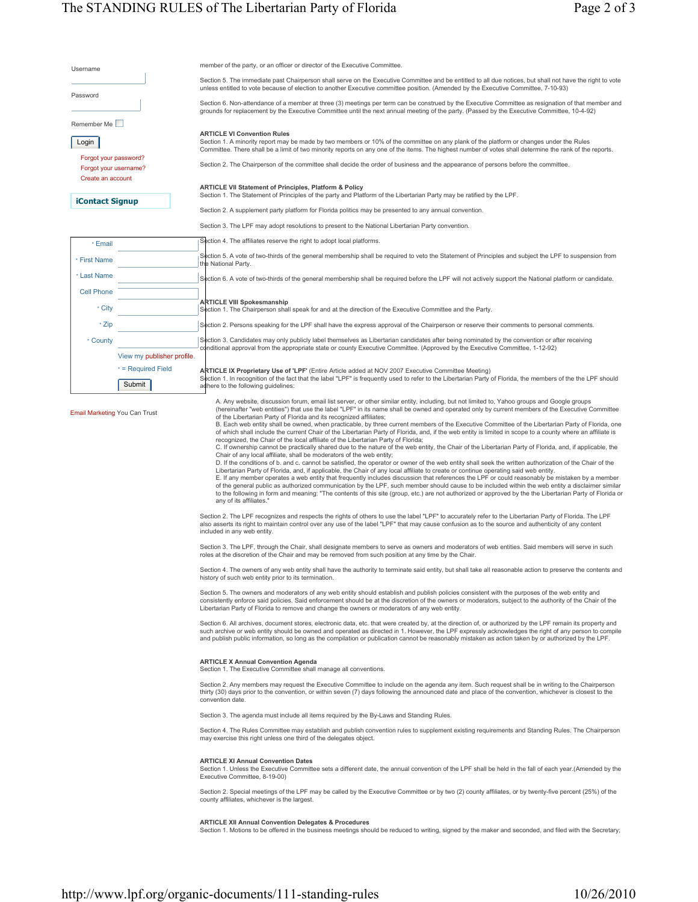member of the party, or an officer or director of the Executive Committee.

Section 5. The immediate past Chairperson shall serve on the Executive Committee and be entitled to all due notices, but shall not have the right to vote unless entitled to vote because of election to another Executive committee position. (Amended by the Executive Committee, 7-10-93)

Section 6. Non-attendance of a member at three (3) meetings per term can be construed by the Executive Committee as resignation of that member and grounds for replacement by the Executive Committee until the next annual meeting of the party. (Passed by the Executive Committee, 10-4-92)

**ARTICLE VI Convention Rules**
Section 1. A minority report may be made by two members or 10% of the committee on any plank of the platform or changes under the Rules Committee. There shall be a limit of two minority reports on any one of the items. The highest number of votes shall determine the rank of the reports.

Section 2. The Chairperson of the committee shall decide the order of business and the appearance of persons before the committee.

**ARTICLE VII Statement of Principles, Platform & Policy**
Section 1. The Statement of Principles of the party and Platform of the Libertarian Party may be ratified by the LPF.

Section 2. A supplement party platform for Florida politics may be presented to any annual convention.

Section 3. The LPF may adopt resolutions to present to the National Libertarian Party convention.

Section 4. The affiliates reserve the right to adopt local platforms.

Section 5. A vote of two-thirds of the general membership shall be required to veto the Statement of Principles and subject the LPF to suspension from the National Party.

Section 6. A vote of two-thirds of the general membership shall be required before the LPF will not actively support the National platform or candidate.

**ARTICLE VIII Spokesmanship**
Section 1. The Chairperson shall speak for and at the direction of the Executive Committee and the Party.

Section 2. Persons speaking for the LPF shall have the express approval of the Chairperson or reserve their comments to personal comments.

Section 3. Candidates may only publicly label themselves as Libertarian candidates after being nominated by the convention or after receiving conditional approval from the appropriate state or county Executive Committee. (Approved by the Executive Committee, 1-12-92)

**ARTICLE IX Proprietary Use of 'LPF'** (Entire Article added at NOV 2007 Executive Committee Meeting)
Section 1. In recognition of the fact that the label "LPF" is frequently used to refer to the Libertarian Party of Florida, the members of the the LPF should adhere to the following guidelines:

A. Any website, discussion forum, email list server, or other similar entity, including, but not limited to, Yahoo groups and Google groups (hereinafter "web entities") that use the label "LPF" in its name shall be owned and operated only by current members of the Executive Committee of the Libertarian Party of Florida and its recognized affiliates;
B. Each web entity shall be owned, when practicable, by three current members of the Executive Committee of the Libertarian Party of Florida, one of which shall include the current Chair of the Libertarian Party of Florida, and, if the web entity is limited in scope to a county where an affiliate is recognized, the Chair of the local affiliate of the Libertarian Party of Florida;
C. If ownership cannot be practically shared due to the nature of the web entity, the Chair of the Libertarian Party of Florida, and, if applicable, the Chair of any local affiliate, shall be moderators of the web entity;
D. If the conditions of b. and c. cannot be satisfied, the operator or owner of the web entity shall seek the written authorization of the Chair of the Libertarian Party of Florida, and, if applicable, the Chair of any local affiliate to create or continue operating said web entity.
E. If any member operates a web entity that frequently includes discussion that references the LPF or could reasonably be mistaken by a member of the general public as authorized communication by the LPF, such member should cause to be included within the web entity a disclaimer similar to the following in form and meaning: "The contents of this site (group, etc.) are not authorized or approved by the the Libertarian Party of Florida or any of its affiliates."

Section 2. The LPF recognizes and respects the rights of others to use the label "LPF" to accurately refer to the Libertarian Party of Florida. The LPF also asserts its right to maintain control over any use of the label "LPF" that may cause confusion as to the source and authenticity of any content included in any web entity.

Section 3. The LPF, through the Chair, shall designate members to serve as owners and moderators of web entities. Said members will serve in such roles at the discretion of the Chair and may be removed from such position at any time by the Chair.

Section 4. The owners of any web entity shall have the authority to terminate said entity, but shall take all reasonable action to preserve the contents and history of such web entity prior to its termination.

Section 5. The owners and moderators of any web entity should establish and publish policies consistent with the purposes of the web entity and consistently enforce said policies. Said enforcement should be at the discretion of the owners or moderators, subject to the authority of the Chair of the Libertarian Party of Florida to remove and change the owners or moderators of any web entity.

Section 6. All archives, document stores, electronic data, etc. that were created by, at the direction of, or authorized by the LPF remain its property and such archive or web entity should be owned and operated as directed in 1. However, the LPF expressly acknowledges the right of any person to compile and publish public information, so long as the compilation or publication cannot be reasonably mistaken as action taken by or authorized by the LPF.

**ARTICLE X Annual Convention Agenda**
Section 1. The Executive Committee shall manage all conventions.

Section 2. Any members may request the Executive Committee to include on the agenda any item. Such request shall be in writing to the Chairperson thirty (30) days prior to the convention, or within seven (7) days following the announced date and place of the convention, whichever is closest to the convention date.

Section 3. The agenda must include all items required by the By-Laws and Standing Rules.

Section 4. The Rules Committee may establish and publish convention rules to supplement existing requirements and Standing Rules. The Chairperson may exercise this right unless one third of the delegates object.

**ARTICLE XI Annual Convention Dates**
Section 1. Unless the Executive Committee sets a different date, the annual convention of the LPF shall be held in the fall of each year.(Amended by the Executive Committee, 8-19-00)

Section 2. Special meetings of the LPF may be called by the Executive Committee or by two (2) county affiliates, or by twenty-five percent (25%) of the county affiliates, whichever is the largest.

**ARTICLE XII Annual Convention Delegates & Procedures**
Section 1. Motions to be offered in the business meetings should be reduced to writing, signed by the maker and seconded, and filed with the Secretary;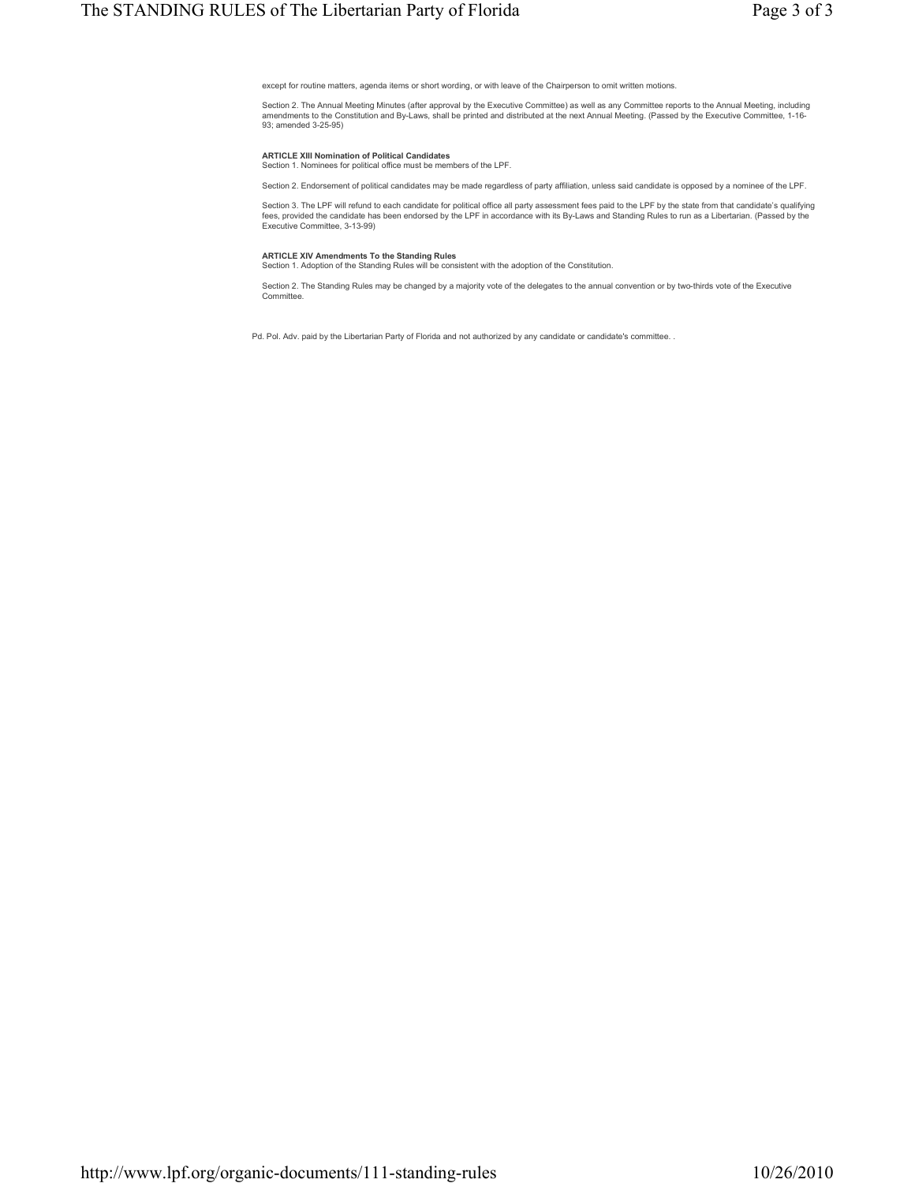except for routine matters, agenda items or short wording, or with leave of the Chairperson to omit written motions.

Section 2. The Annual Meeting Minutes (after approval by the Executive Committee) as well as any Committee reports to the Annual Meeting, including amendments to the Constitution and By-Laws, shall be printed and distributed at the next Annual Meeting. (Passed by the Executive Committee, 1-16-93; amended 3-25-95)

**ARTICLE XIII Nomination of Political Candidates**
Section 1. Nominees for political office must be members of the LPF.

Section 2. Endorsement of political candidates may be made regardless of party affiliation, unless said candidate is opposed by a nominee of the LPF.

Section 3. The LPF will refund to each candidate for political office all party assessment fees paid to the LPF by the state from that candidate's qualifying fees, provided the candidate has been endorsed by the LPF in accordance with its By-Laws and Standing Rules to run as a Libertarian. (Passed by the Executive Committee, 3-13-99)

**ARTICLE XIV Amendments To the Standing Rules**
Section 1. Adoption of the Standing Rules will be consistent with the adoption of the Constitution.

Section 2. The Standing Rules may be changed by a majority vote of the delegates to the annual convention or by two-thirds vote of the Executive Committee.

Pd. Pol. Adv. paid by the Libertarian Party of Florida and not authorized by any candidate or candidate's committee. .